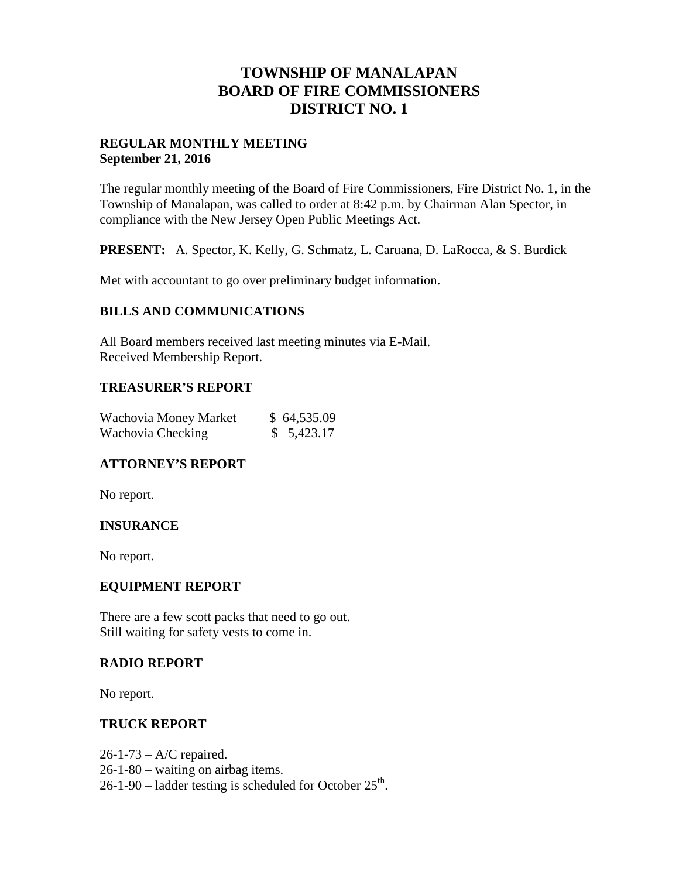# TOWNSHIP OF MANALAPAN
# BOARD OF FIRE COMMISSIONERS
# DISTRICT NO. 1

**REGULAR MONTHLY MEETING**
**September 21, 2016**

The regular monthly meeting of the Board of Fire Commissioners, Fire District No. 1, in the Township of Manalapan, was called to order at 8:42 p.m. by Chairman Alan Spector, in compliance with the New Jersey Open Public Meetings Act.

**PRESENT:** A. Spector, K. Kelly, G. Schmatz, L. Caruana, D. LaRocca, & S. Burdick

Met with accountant to go over preliminary budget information.

## BILLS AND COMMUNICATIONS

All Board members received last meeting minutes via E-Mail.
Received Membership Report.

## TREASURER'S REPORT

| | |
|---|---|
| Wachovia Money Market | $ 64,535.09 |
| Wachovia Checking | $ 5,423.17 |

## ATTORNEY'S REPORT

No report.

## INSURANCE

No report.

## EQUIPMENT REPORT

There are a few scott packs that need to go out.
Still waiting for safety vests to come in.

## RADIO REPORT

No report.

## TRUCK REPORT

26-1-73 – A/C repaired.
26-1-80 – waiting on airbag items.
26-1-90 – ladder testing is scheduled for October 25th.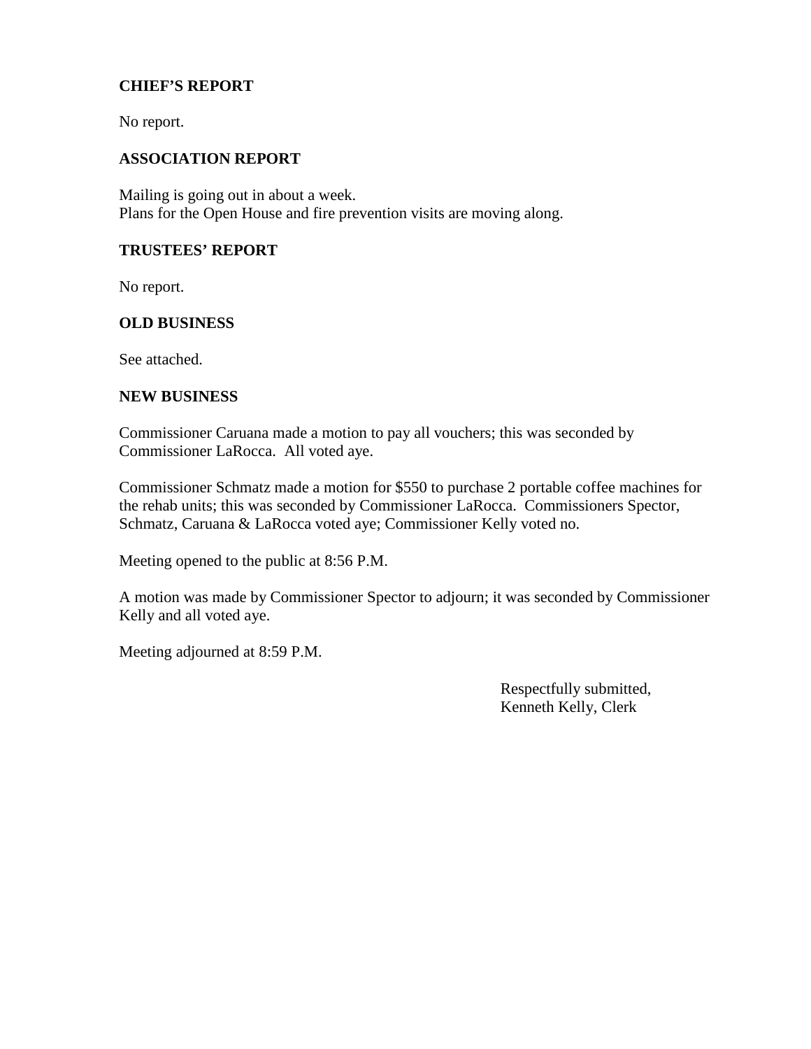**CHIEF'S REPORT**

No report.

**ASSOCIATION REPORT**

Mailing is going out in about a week.
Plans for the Open House and fire prevention visits are moving along.

**TRUSTEES' REPORT**

No report.

**OLD BUSINESS**

See attached.

**NEW BUSINESS**

Commissioner Caruana made a motion to pay all vouchers; this was seconded by Commissioner LaRocca. All voted aye.

Commissioner Schmatz made a motion for $550 to purchase 2 portable coffee machines for the rehab units; this was seconded by Commissioner LaRocca. Commissioners Spector, Schmatz, Caruana & LaRocca voted aye; Commissioner Kelly voted no.

Meeting opened to the public at 8:56 P.M.

A motion was made by Commissioner Spector to adjourn; it was seconded by Commissioner Kelly and all voted aye.

Meeting adjourned at 8:59 P.M.

Respectfully submitted,
Kenneth Kelly, Clerk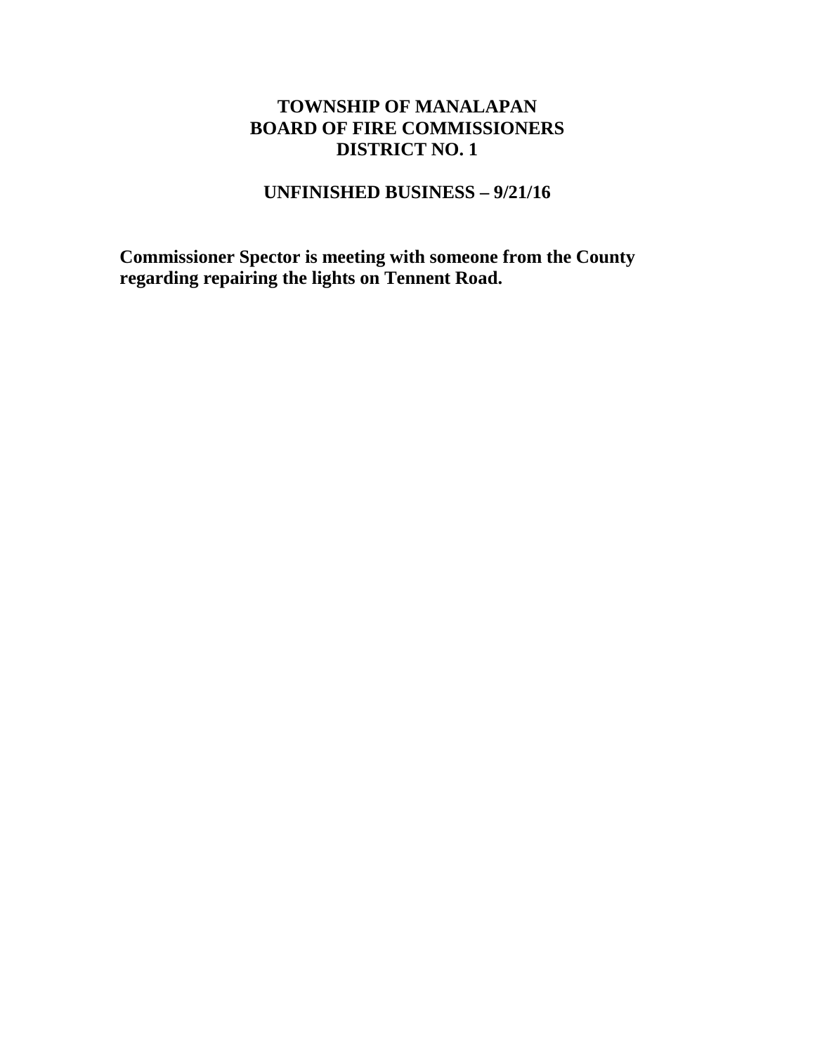# TOWNSHIP OF MANALAPAN
# BOARD OF FIRE COMMISSIONERS
# DISTRICT NO. 1

## UNFINISHED BUSINESS – 9/21/16

**Commissioner Spector is meeting with someone from the County regarding repairing the lights on Tennent Road.**